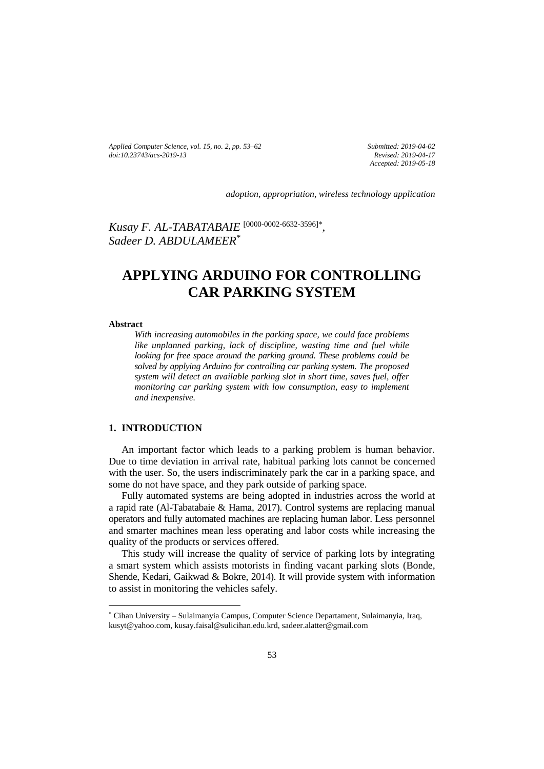*adoption, appropriation, wireless technology application*

*Kusay F. AL-TABATABAIE* [0000-0002-6632-3596]*,
*Sadeer D. ABDULAMEER**

# APPLYING ARDUINO FOR CONTROLLING CAR PARKING SYSTEM

**Abstract**

*With increasing automobiles in the parking space, we could face problems like unplanned parking, lack of discipline, wasting time and fuel while looking for free space around the parking ground. These problems could be solved by applying Arduino for controlling car parking system. The proposed system will detect an available parking slot in short time, saves fuel, offer monitoring car parking system with low consumption, easy to implement and inexpensive.*

## 1. INTRODUCTION

An important factor which leads to a parking problem is human behavior. Due to time deviation in arrival rate, habitual parking lots cannot be concerned with the user. So, the users indiscriminately park the car in a parking space, and some do not have space, and they park outside of parking space.

Fully automated systems are being adopted in industries across the world at a rapid rate (Al-Tabatabaie & Hama, 2017). Control systems are replacing manual operators and fully automated machines are replacing human labor. Less personnel and smarter machines mean less operating and labor costs while increasing the quality of the products or services offered.

This study will increase the quality of service of parking lots by integrating a smart system which assists motorists in finding vacant parking slots (Bonde, Shende, Kedari, Gaikwad & Bokre, 2014). It will provide system with information to assist in monitoring the vehicles safely.

* Cihan University – Sulaimanyia Campus, Computer Science Departament, Sulaimanyia, Iraq, kusyt@yahoo.com, kusay.faisal@sulicihan.edu.krd, sadeer.alatter@gmail.com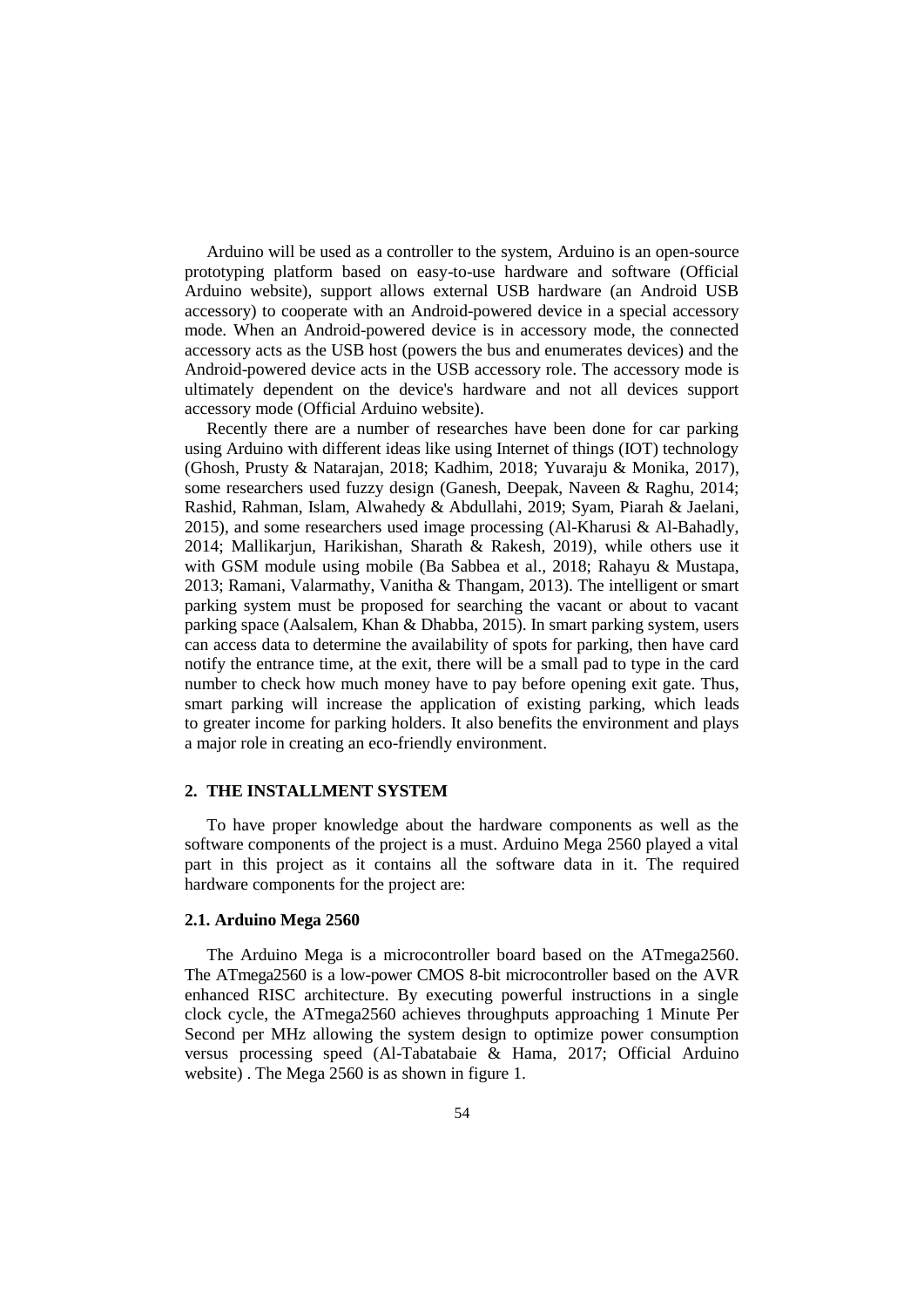Arduino will be used as a controller to the system, Arduino is an open-source prototyping platform based on easy-to-use hardware and software (Official Arduino website), support allows external USB hardware (an Android USB accessory) to cooperate with an Android-powered device in a special accessory mode. When an Android-powered device is in accessory mode, the connected accessory acts as the USB host (powers the bus and enumerates devices) and the Android-powered device acts in the USB accessory role. The accessory mode is ultimately dependent on the device's hardware and not all devices support accessory mode (Official Arduino website).

Recently there are a number of researches have been done for car parking using Arduino with different ideas like using Internet of things (IOT) technology (Ghosh, Prusty & Natarajan, 2018; Kadhim, 2018; Yuvaraju & Monika, 2017), some researchers used fuzzy design (Ganesh, Deepak, Naveen & Raghu, 2014; Rashid, Rahman, Islam, Alwahedy & Abdullahi, 2019; Syam, Piarah & Jaelani, 2015), and some researchers used image processing (Al-Kharusi & Al-Bahadly, 2014; Mallikarjun, Harikishan, Sharath & Rakesh, 2019), while others use it with GSM module using mobile (Ba Sabbea et al., 2018; Rahayu & Mustapa, 2013; Ramani, Valarmathy, Vanitha & Thangam, 2013). The intelligent or smart parking system must be proposed for searching the vacant or about to vacant parking space (Aalsalem, Khan & Dhabba, 2015). In smart parking system, users can access data to determine the availability of spots for parking, then have card notify the entrance time, at the exit, there will be a small pad to type in the card number to check how much money have to pay before opening exit gate. Thus, smart parking will increase the application of existing parking, which leads to greater income for parking holders. It also benefits the environment and plays a major role in creating an eco-friendly environment.

## 2. THE INSTALLMENT SYSTEM

To have proper knowledge about the hardware components as well as the software components of the project is a must. Arduino Mega 2560 played a vital part in this project as it contains all the software data in it. The required hardware components for the project are:

### 2.1. Arduino Mega 2560

The Arduino Mega is a microcontroller board based on the ATmega2560. The ATmega2560 is a low-power CMOS 8-bit microcontroller based on the AVR enhanced RISC architecture. By executing powerful instructions in a single clock cycle, the ATmega2560 achieves throughputs approaching 1 Minute Per Second per MHz allowing the system design to optimize power consumption versus processing speed (Al-Tabatabaie & Hama, 2017; Official Arduino website) . The Mega 2560 is as shown in figure 1.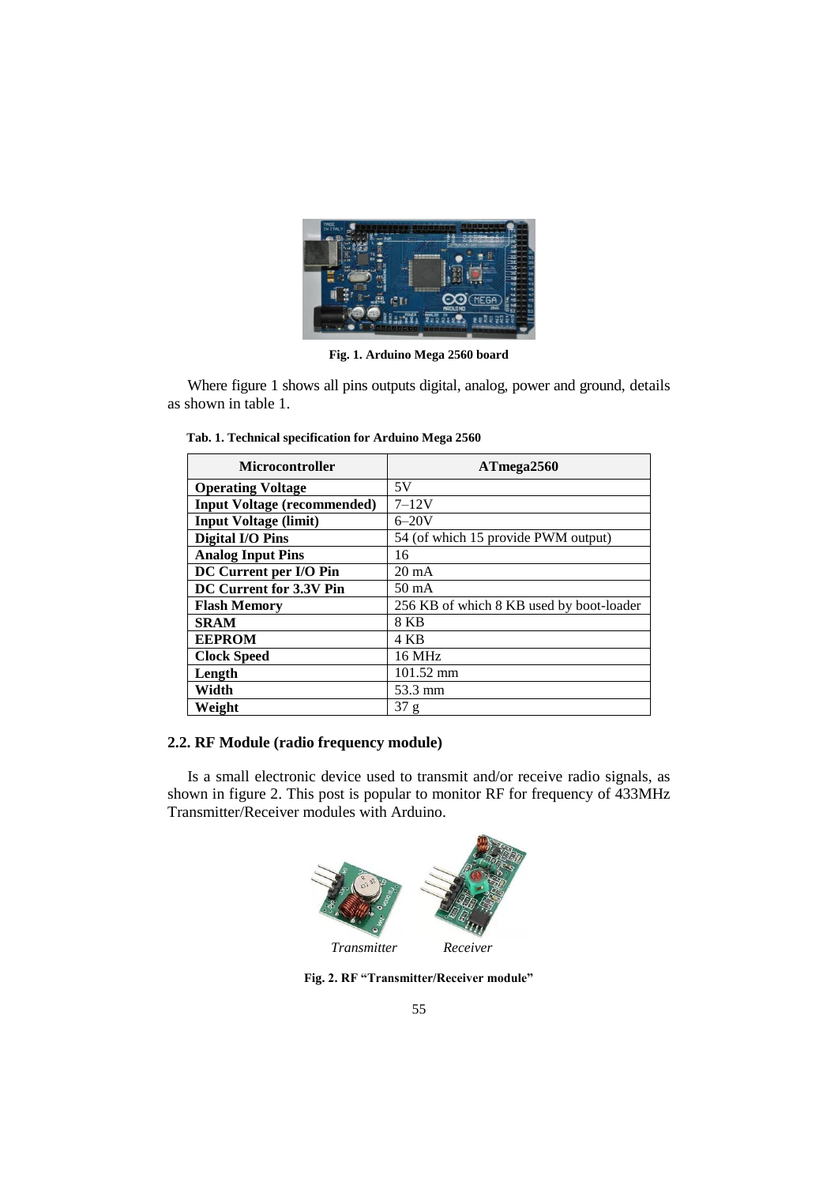Fig. 1. Arduino Mega 2560 board

Where figure 1 shows all pins outputs digital, analog, power and ground, details as shown in table 1.

**Tab. 1. Technical specification for Arduino Mega 2560**

| Microcontroller | ATmega2560 |
|---|---|
| **Operating Voltage** | 5V |
| **Input Voltage (recommended)** | 7–12V |
| **Input Voltage (limit)** | 6–20V |
| **Digital I/O Pins** | 54 (of which 15 provide PWM output) |
| **Analog Input Pins** | 16 |
| **DC Current per I/O Pin** | 20 mA |
| **DC Current for 3.3V Pin** | 50 mA |
| **Flash Memory** | 256 KB of which 8 KB used by boot-loader |
| **SRAM** | 8 KB |
| **EEPROM** | 4 KB |
| **Clock Speed** | 16 MHz |
| **Length** | 101.52 mm |
| **Width** | 53.3 mm |
| **Weight** | 37 g |

## 2.2. RF Module (radio frequency module)

Is a small electronic device used to transmit and/or receive radio signals, as shown in figure 2. This post is popular to monitor RF for frequency of 433MHz Transmitter/Receiver modules with Arduino.

*Transmitter* *Receiver*

Fig. 2. RF "Transmitter/Receiver module"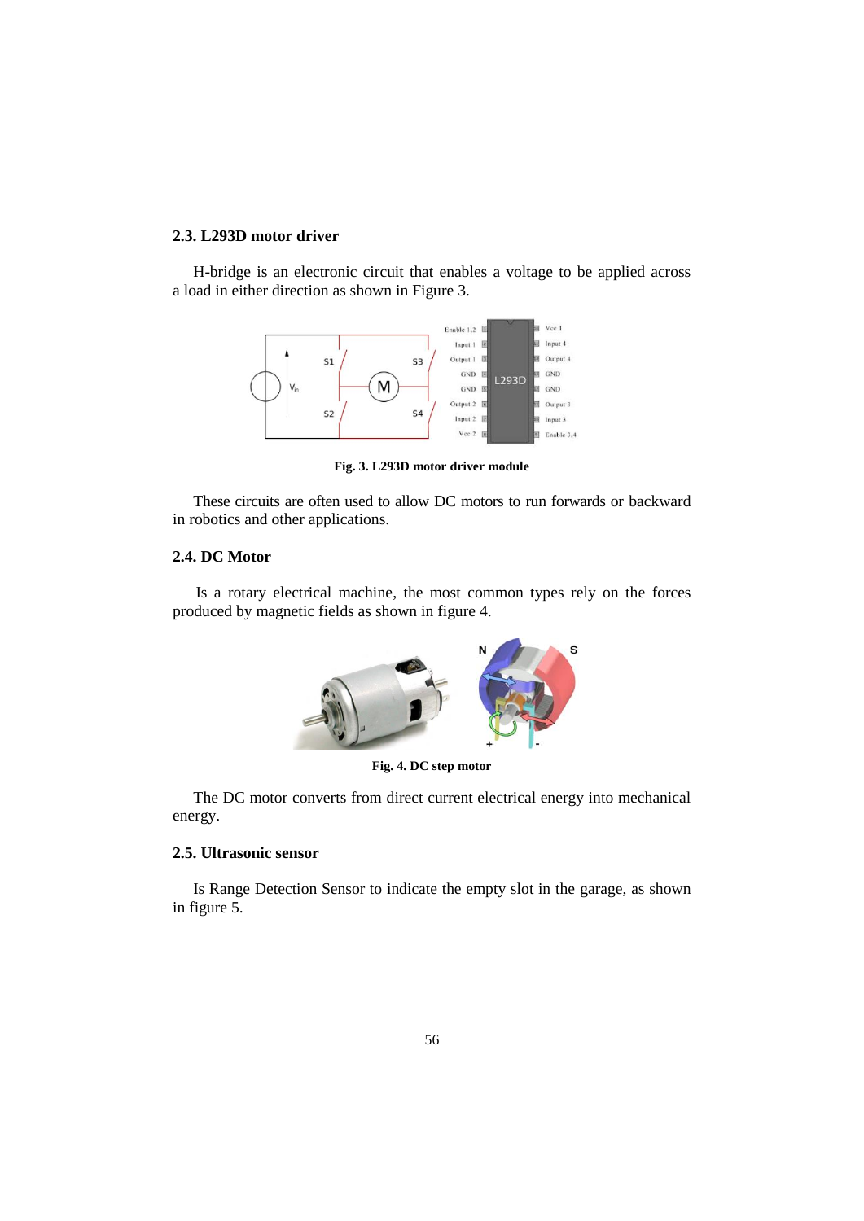### 2.3. L293D motor driver

H-bridge is an electronic circuit that enables a voltage to be applied across a load in either direction as shown in Figure 3.

**Fig. 3. L293D motor driver module**

These circuits are often used to allow DC motors to run forwards or backward in robotics and other applications.

### 2.4. DC Motor

Is a rotary electrical machine, the most common types rely on the forces produced by magnetic fields as shown in figure 4.

**Fig. 4. DC step motor**

The DC motor converts from direct current electrical energy into mechanical energy.

### 2.5. Ultrasonic sensor

Is Range Detection Sensor to indicate the empty slot in the garage, as shown in figure 5.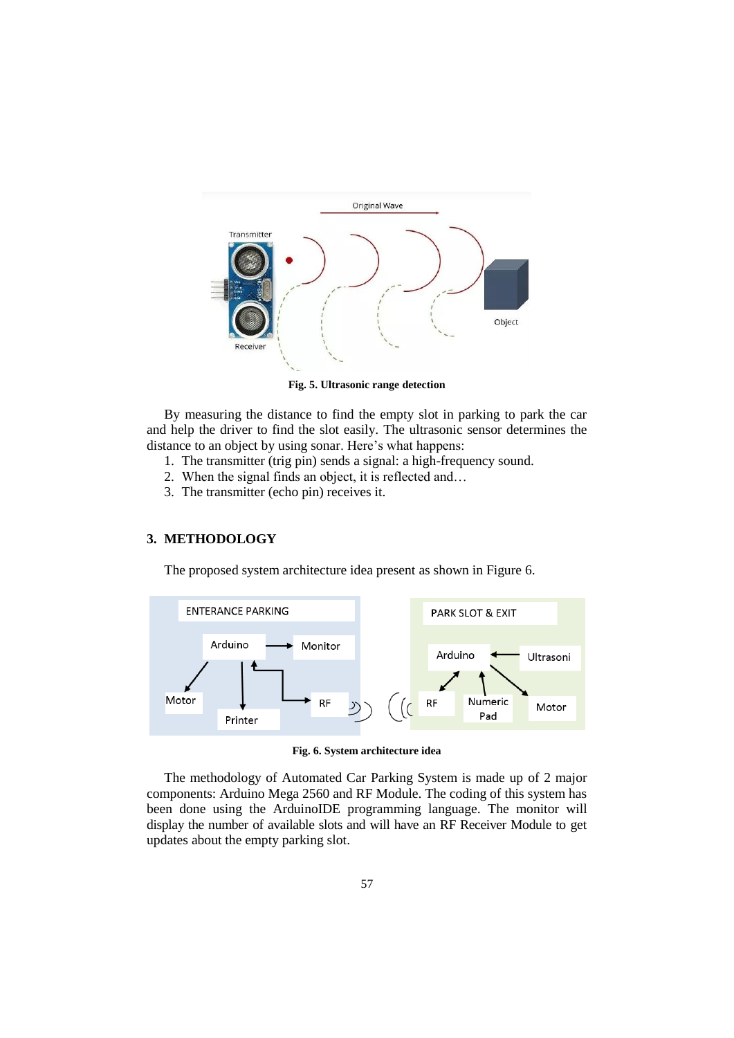Fig. 5. Ultrasonic range detection

By measuring the distance to find the empty slot in parking to park the car and help the driver to find the slot easily. The ultrasonic sensor determines the distance to an object by using sonar. Here's what happens:

1. The transmitter (trig pin) sends a signal: a high-frequency sound.
2. When the signal finds an object, it is reflected and…
3. The transmitter (echo pin) receives it.

## 3. METHODOLOGY

The proposed system architecture idea present as shown in Figure 6.

Fig. 6. System architecture idea

The methodology of Automated Car Parking System is made up of 2 major components: Arduino Mega 2560 and RF Module. The coding of this system has been done using the ArduinoIDE programming language. The monitor will display the number of available slots and will have an RF Receiver Module to get updates about the empty parking slot.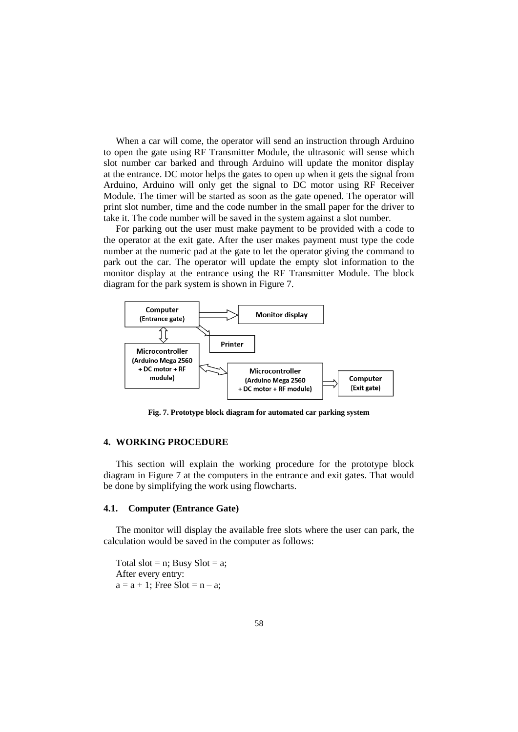When a car will come, the operator will send an instruction through Arduino to open the gate using RF Transmitter Module, the ultrasonic will sense which slot number car barked and through Arduino will update the monitor display at the entrance. DC motor helps the gates to open up when it gets the signal from Arduino, Arduino will only get the signal to DC motor using RF Receiver Module. The timer will be started as soon as the gate opened. The operator will print slot number, time and the code number in the small paper for the driver to take it. The code number will be saved in the system against a slot number.

For parking out the user must make payment to be provided with a code to the operator at the exit gate. After the user makes payment must type the code number at the numeric pad at the gate to let the operator giving the command to park out the car. The operator will update the empty slot information to the monitor display at the entrance using the RF Transmitter Module. The block diagram for the park system is shown in Figure 7.

**Fig. 7. Prototype block diagram for automated car parking system**

## 4. WORKING PROCEDURE

This section will explain the working procedure for the prototype block diagram in Figure 7 at the computers in the entrance and exit gates. That would be done by simplifying the work using flowcharts.

### 4.1. Computer (Entrance Gate)

The monitor will display the available free slots where the user can park, the calculation would be saved in the computer as follows:

Total slot = n; Busy Slot = a;
After every entry:
a = a + 1; Free Slot = n – a;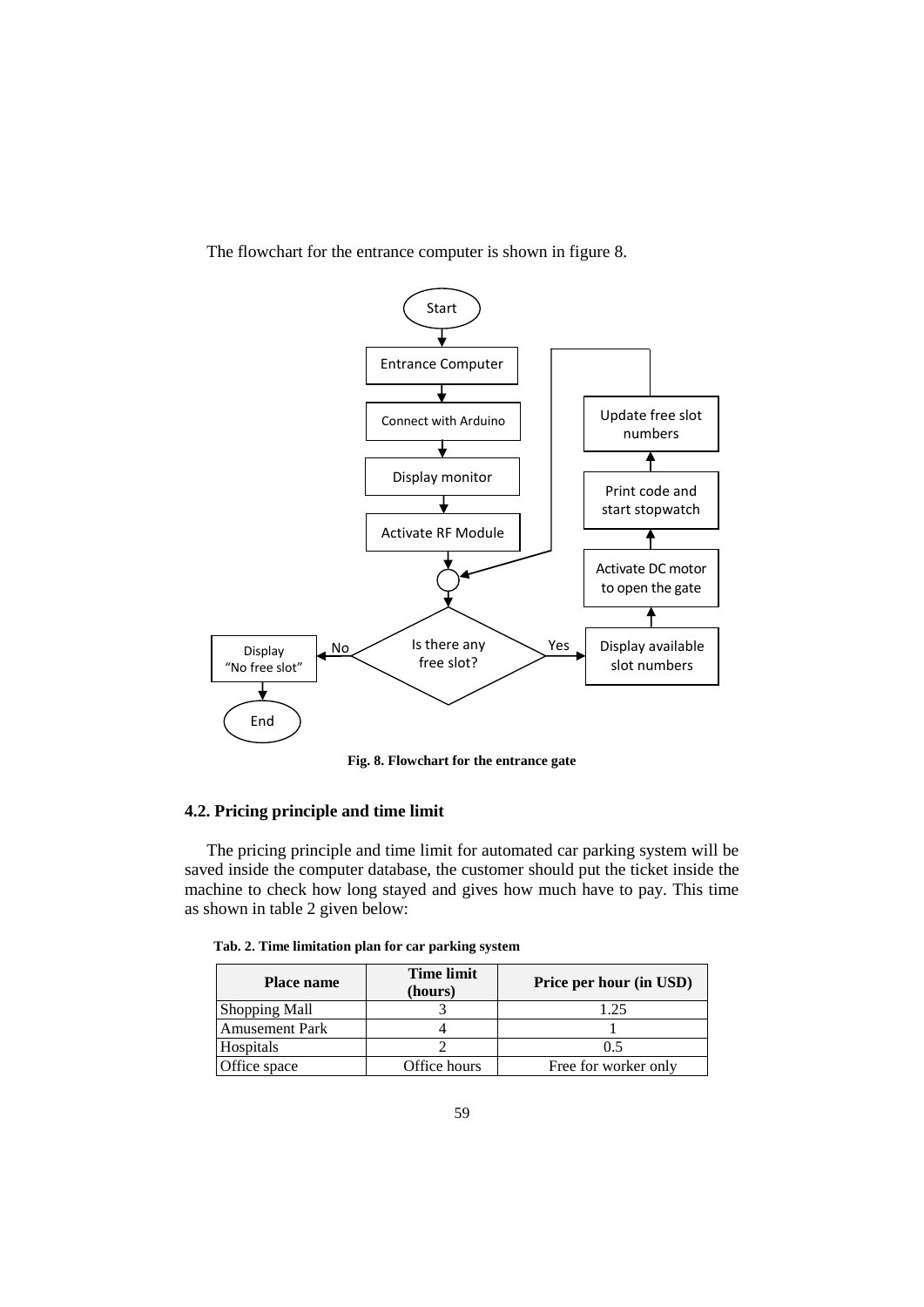The flowchart for the entrance computer is shown in figure 8.

Fig. 8. Flowchart for the entrance gate

### 4.2. Pricing principle and time limit

The pricing principle and time limit for automated car parking system will be saved inside the computer database, the customer should put the ticket inside the machine to check how long stayed and gives how much have to pay. This time as shown in table 2 given below:

**Tab. 2. Time limitation plan for car parking system**

| Place name | Time limit (hours) | Price per hour (in USD) |
|---|---|---|
| Shopping Mall | 3 | 1.25 |
| Amusement Park | 4 | 1 |
| Hospitals | 2 | 0.5 |
| Office space | Office hours | Free for worker only |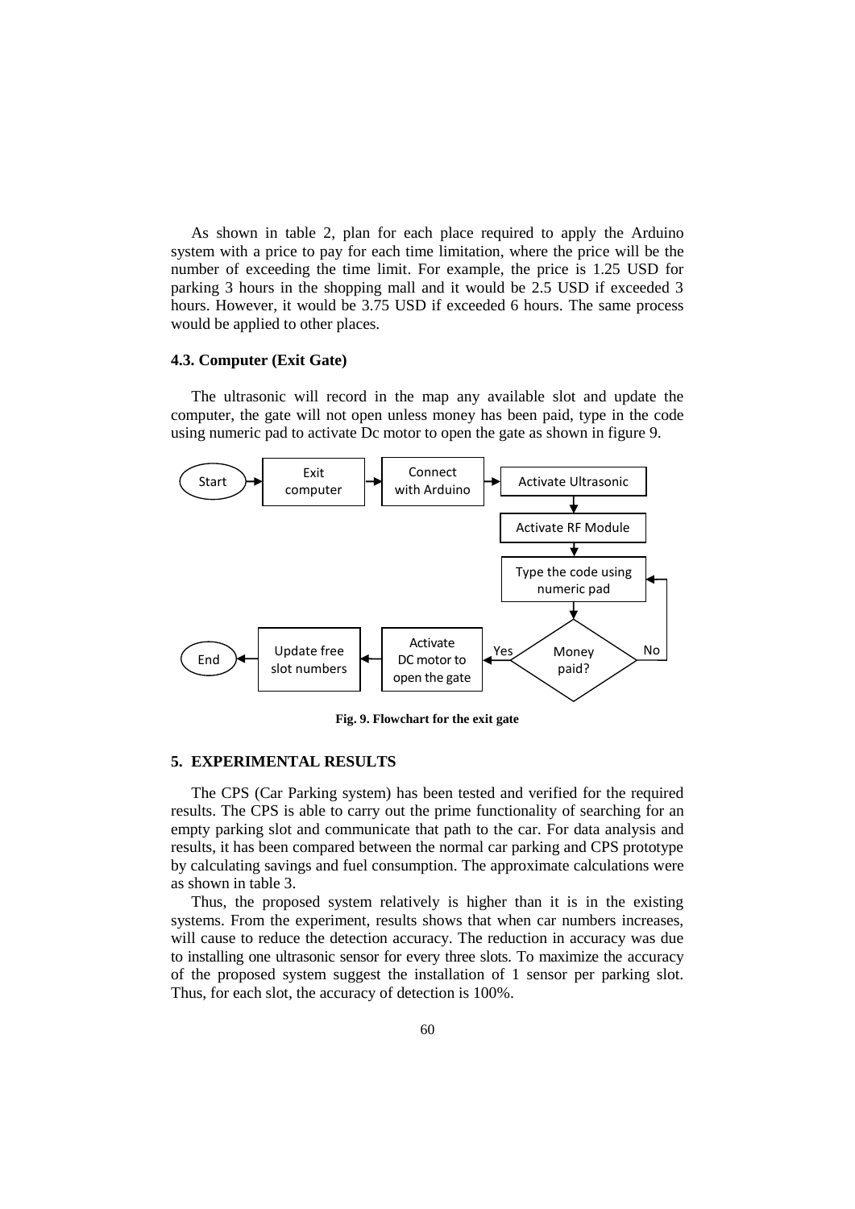As shown in table 2, plan for each place required to apply the Arduino system with a price to pay for each time limitation, where the price will be the number of exceeding the time limit. For example, the price is 1.25 USD for parking 3 hours in the shopping mall and it would be 2.5 USD if exceeded 3 hours. However, it would be 3.75 USD if exceeded 6 hours. The same process would be applied to other places.

### 4.3. Computer (Exit Gate)

The ultrasonic will record in the map any available slot and update the computer, the gate will not open unless money has been paid, type in the code using numeric pad to activate Dc motor to open the gate as shown in figure 9.

**Fig. 9. Flowchart for the exit gate**

## 5. EXPERIMENTAL RESULTS

The CPS (Car Parking system) has been tested and verified for the required results. The CPS is able to carry out the prime functionality of searching for an empty parking slot and communicate that path to the car. For data analysis and results, it has been compared between the normal car parking and CPS prototype by calculating savings and fuel consumption. The approximate calculations were as shown in table 3.

Thus, the proposed system relatively is higher than it is in the existing systems. From the experiment, results shows that when car numbers increases, will cause to reduce the detection accuracy. The reduction in accuracy was due to installing one ultrasonic sensor for every three slots. To maximize the accuracy of the proposed system suggest the installation of 1 sensor per parking slot. Thus, for each slot, the accuracy of detection is 100%.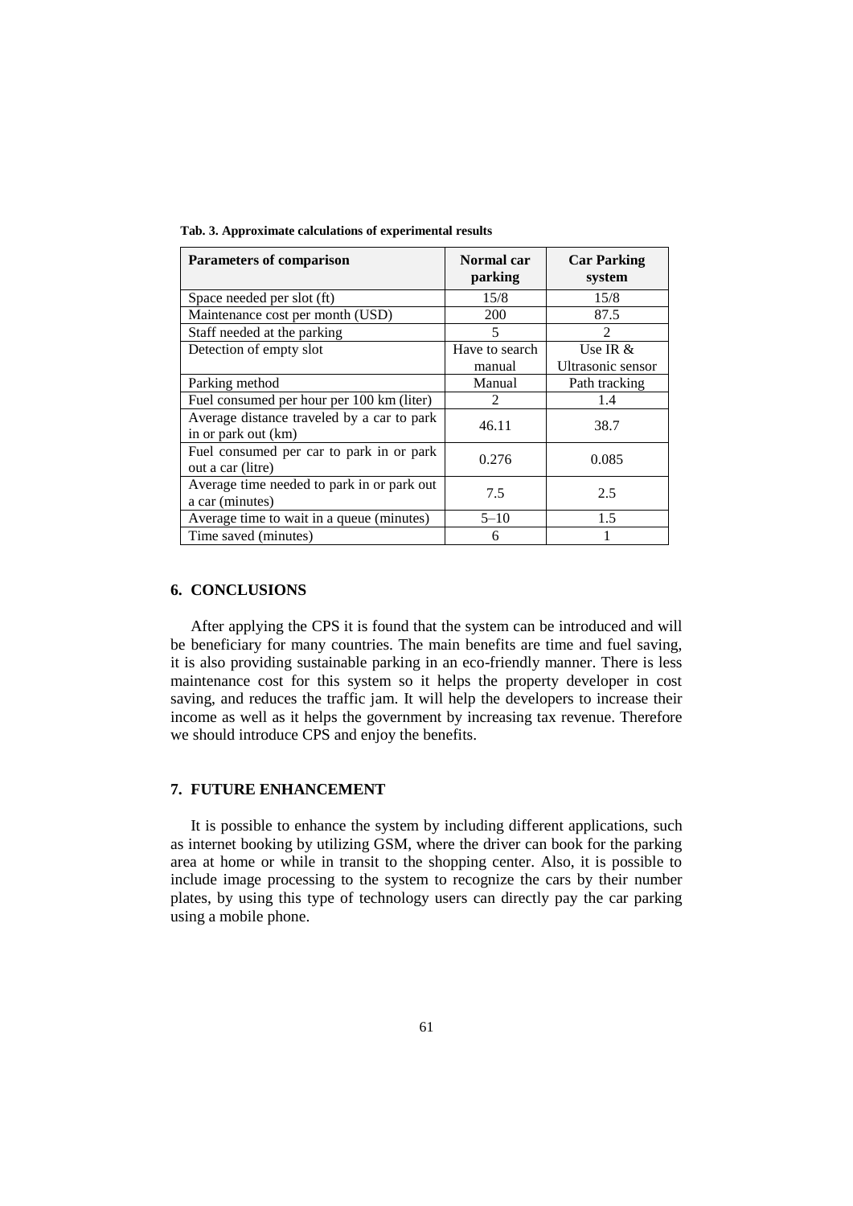**Tab. 3. Approximate calculations of experimental results**

| Parameters of comparison | Normal car parking | Car Parking system |
|---|---|---|
| Space needed per slot (ft) | 15/8 | 15/8 |
| Maintenance cost per month (USD) | 200 | 87.5 |
| Staff needed at the parking | 5 | 2 |
| Detection of empty slot | Have to search manual | Use IR & Ultrasonic sensor |
| Parking method | Manual | Path tracking |
| Fuel consumed per hour per 100 km (liter) | 2 | 1.4 |
| Average distance traveled by a car to park in or park out (km) | 46.11 | 38.7 |
| Fuel consumed per car to park in or park out a car (litre) | 0.276 | 0.085 |
| Average time needed to park in or park out a car (minutes) | 7.5 | 2.5 |
| Average time to wait in a queue (minutes) | 5–10 | 1.5 |
| Time saved (minutes) | 6 | 1 |

## 6. CONCLUSIONS

After applying the CPS it is found that the system can be introduced and will be beneficiary for many countries. The main benefits are time and fuel saving, it is also providing sustainable parking in an eco-friendly manner. There is less maintenance cost for this system so it helps the property developer in cost saving, and reduces the traffic jam. It will help the developers to increase their income as well as it helps the government by increasing tax revenue. Therefore we should introduce CPS and enjoy the benefits.

## 7. FUTURE ENHANCEMENT

It is possible to enhance the system by including different applications, such as internet booking by utilizing GSM, where the driver can book for the parking area at home or while in transit to the shopping center. Also, it is possible to include image processing to the system to recognize the cars by their number plates, by using this type of technology users can directly pay the car parking using a mobile phone.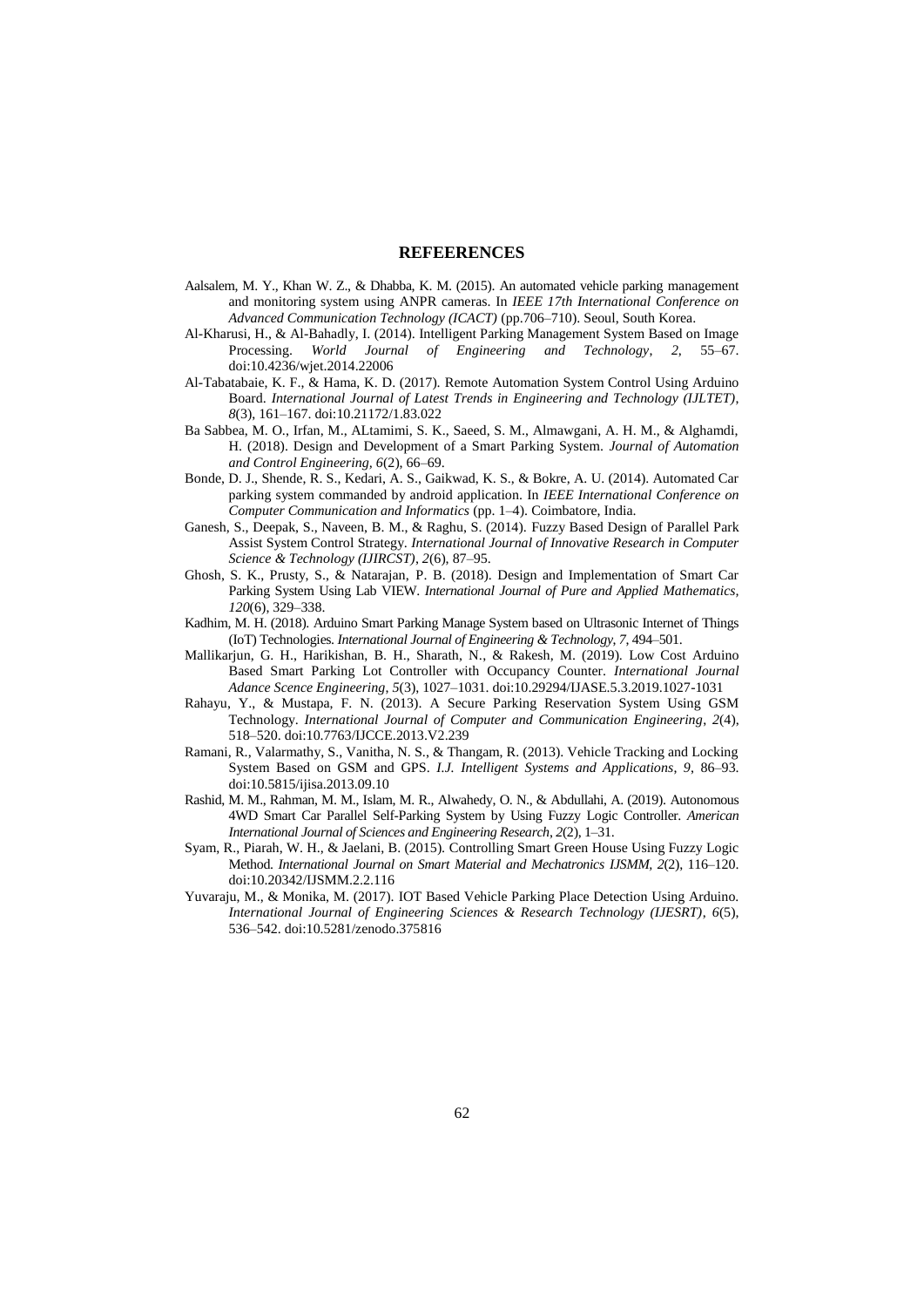## REFEERENCES

Aalsalem, M. Y., Khan W. Z., & Dhabba, K. M. (2015). An automated vehicle parking management and monitoring system using ANPR cameras. In *IEEE 17th International Conference on Advanced Communication Technology (ICACT)* (pp.706–710). Seoul, South Korea.

Al-Kharusi, H., & Al-Bahadly, I. (2014). Intelligent Parking Management System Based on Image Processing. *World Journal of Engineering and Technology*, *2*, 55–67. doi:10.4236/wjet.2014.22006

Al-Tabatabaie, K. F., & Hama, K. D. (2017). Remote Automation System Control Using Arduino Board. *International Journal of Latest Trends in Engineering and Technology (IJLTET)*, *8*(3), 161–167. doi:10.21172/1.83.022

Ba Sabbea, M. O., Irfan, M., ALtamimi, S. K., Saeed, S. M., Almawgani, A. H. M., & Alghamdi, H. (2018). Design and Development of a Smart Parking System. *Journal of Automation and Control Engineering, 6*(2), 66–69.

Bonde, D. J., Shende, R. S., Kedari, A. S., Gaikwad, K. S., & Bokre, A. U. (2014). Automated Car parking system commanded by android application. In *IEEE International Conference on Computer Communication and Informatics* (pp. 1–4). Coimbatore, India.

Ganesh, S., Deepak, S., Naveen, B. M., & Raghu, S. (2014). Fuzzy Based Design of Parallel Park Assist System Control Strategy. *International Journal of Innovative Research in Computer Science & Technology (IJIRCST)*, *2*(6), 87–95.

Ghosh, S. K., Prusty, S., & Natarajan, P. B. (2018). Design and Implementation of Smart Car Parking System Using Lab VIEW. *International Journal of Pure and Applied Mathematics, 120*(6), 329–338.

Kadhim, M. H. (2018). Arduino Smart Parking Manage System based on Ultrasonic Internet of Things (IoT) Technologies. *International Journal of Engineering & Technology*, *7*, 494–501.

Mallikarjun, G. H., Harikishan, B. H., Sharath, N., & Rakesh, M. (2019). Low Cost Arduino Based Smart Parking Lot Controller with Occupancy Counter. *International Journal Adance Scence Engineering*, *5*(3), 1027–1031. doi:10.29294/IJASE.5.3.2019.1027-1031

Rahayu, Y., & Mustapa, F. N. (2013). A Secure Parking Reservation System Using GSM Technology. *International Journal of Computer and Communication Engineering*, *2*(4), 518–520. doi:10.7763/IJCCE.2013.V2.239

Ramani, R., Valarmathy, S., Vanitha, N. S., & Thangam, R. (2013). Vehicle Tracking and Locking System Based on GSM and GPS. *I.J. Intelligent Systems and Applications*, *9*, 86–93. doi:10.5815/ijisa.2013.09.10

Rashid, M. M., Rahman, M. M., Islam, M. R., Alwahedy, O. N., & Abdullahi, A. (2019). Autonomous 4WD Smart Car Parallel Self-Parking System by Using Fuzzy Logic Controller. *American International Journal of Sciences and Engineering Research*, *2*(2), 1–31.

Syam, R., Piarah, W. H., & Jaelani, B. (2015). Controlling Smart Green House Using Fuzzy Logic Method. *International Journal on Smart Material and Mechatronics IJSMM, 2*(2), 116–120. doi:10.20342/IJSMM.2.2.116

Yuvaraju, M., & Monika, M. (2017). IOT Based Vehicle Parking Place Detection Using Arduino. *International Journal of Engineering Sciences & Research Technology (IJESRT)*, *6*(5), 536–542. doi:10.5281/zenodo.375816